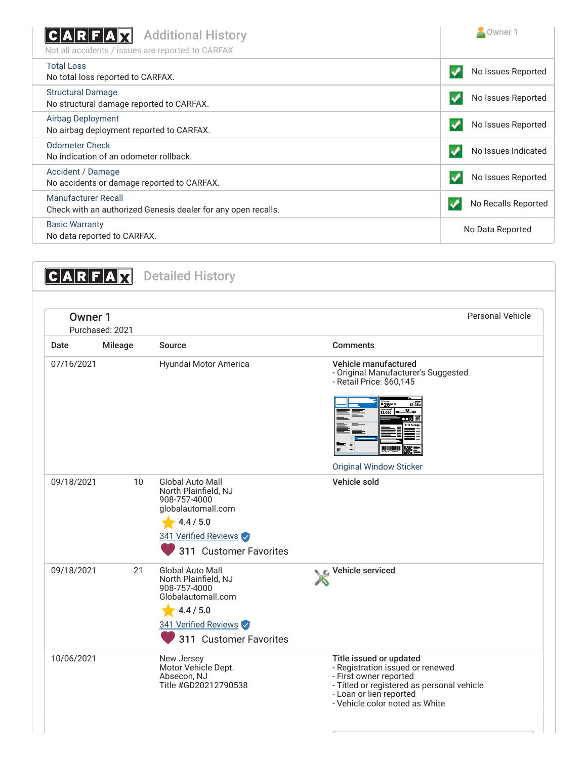## CARFAX Additional History

Not all accidents / issues are reported to CARFAX

| | Owner 1 |
|---|---|
| **Total Loss**<br>No total loss reported to CARFAX. | No Issues Reported |
| **Structural Damage**<br>No structural damage reported to CARFAX. | No Issues Reported |
| **Airbag Deployment**<br>No airbag deployment reported to CARFAX. | No Issues Reported |
| **Odometer Check**<br>No indication of an odometer rollback. | No Issues Indicated |
| **Accident / Damage**<br>No accidents or damage reported to CARFAX. | No Issues Reported |
| **Manufacturer Recall**<br>Check with an authorized Genesis dealer for any open recalls. | No Recalls Reported |
| **Basic Warranty**<br>No data reported to CARFAX. | No Data Reported |

## CARFAX Detailed History

### Owner 1

Purchased: 2021

Personal Vehicle

| Date | Mileage | Source | Comments |
|---|---|---|---|
| 07/16/2021 | | Hyundai Motor America | **Vehicle manufactured**<br>- Original Manufacturer's Suggested<br>- Retail Price: $60,145<br>Original Window Sticker |
| 09/18/2021 | 10 | Global Auto Mall<br>North Plainfield, NJ<br>908-757-4000<br>globalautomall.com<br>4.4 / 5.0<br>341 Verified Reviews<br>311 Customer Favorites | **Vehicle sold** |
| 09/18/2021 | 21 | Global Auto Mall<br>North Plainfield, NJ<br>908-757-4000<br>Globalautomall.com<br>4.4 / 5.0<br>341 Verified Reviews<br>311 Customer Favorites | **Vehicle serviced** |
| 10/06/2021 | | New Jersey<br>Motor Vehicle Dept.<br>Absecon, NJ<br>Title #GD20212790538 | **Title issued or updated**<br>- Registration issued or renewed<br>- First owner reported<br>- Titled or registered as personal vehicle<br>- Loan or lien reported<br>- Vehicle color noted as White |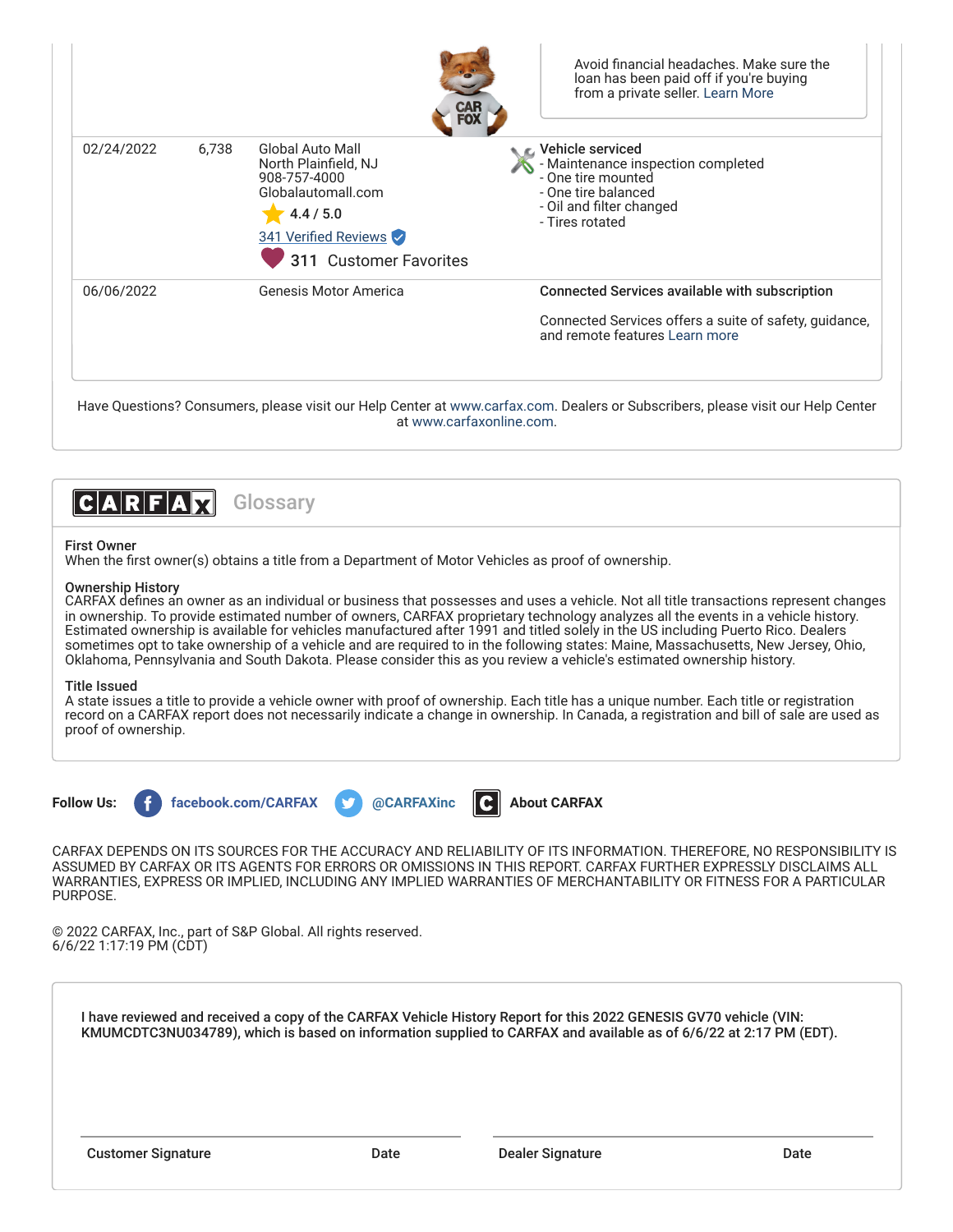| | | | |
|---|---|---|---|
| | | | Avoid financial headaches. Make sure the loan has been paid off if you're buying from a private seller. Learn More |
| 02/24/2022 | 6,738 | Global Auto Mall<br>North Plainfield, NJ<br>908-757-4000<br>Globalautomall.com<br>4.4 / 5.0<br>341 Verified Reviews<br>311 Customer Favorites | **Vehicle serviced**<br>- Maintenance inspection completed<br>- One tire mounted<br>- One tire balanced<br>- Oil and filter changed<br>- Tires rotated |
| 06/06/2022 | | Genesis Motor America | **Connected Services available with subscription**<br><br>Connected Services offers a suite of safety, guidance, and remote features Learn more |

Have Questions? Consumers, please visit our Help Center at www.carfax.com. Dealers or Subscribers, please visit our Help Center at www.carfaxonline.com.

## CARFAX Glossary

**First Owner**
When the first owner(s) obtains a title from a Department of Motor Vehicles as proof of ownership.

**Ownership History**
CARFAX defines an owner as an individual or business that possesses and uses a vehicle. Not all title transactions represent changes in ownership. To provide estimated number of owners, CARFAX proprietary technology analyzes all the events in a vehicle history. Estimated ownership is available for vehicles manufactured after 1991 and titled solely in the US including Puerto Rico. Dealers sometimes opt to take ownership of a vehicle and are required to in the following states: Maine, Massachusetts, New Jersey, Ohio, Oklahoma, Pennsylvania and South Dakota. Please consider this as you review a vehicle's estimated ownership history.

**Title Issued**
A state issues a title to provide a vehicle owner with proof of ownership. Each title has a unique number. Each title or registration record on a CARFAX report does not necessarily indicate a change in ownership. In Canada, a registration and bill of sale are used as proof of ownership.

**Follow Us:** facebook.com/CARFAX @CARFAXinc About CARFAX

CARFAX DEPENDS ON ITS SOURCES FOR THE ACCURACY AND RELIABILITY OF ITS INFORMATION. THEREFORE, NO RESPONSIBILITY IS ASSUMED BY CARFAX OR ITS AGENTS FOR ERRORS OR OMISSIONS IN THIS REPORT. CARFAX FURTHER EXPRESSLY DISCLAIMS ALL WARRANTIES, EXPRESS OR IMPLIED, INCLUDING ANY IMPLIED WARRANTIES OF MERCHANTABILITY OR FITNESS FOR A PARTICULAR PURPOSE.

© 2022 CARFAX, Inc., part of S&P Global. All rights reserved.
6/6/22 1:17:19 PM (CDT)

**I have reviewed and received a copy of the CARFAX Vehicle History Report for this 2022 GENESIS GV70 vehicle (VIN: KMUMCDTC3NU034789), which is based on information supplied to CARFAX and available as of 6/6/22 at 2:17 PM (EDT).**

| | | | |
|---|---|---|---|
| **Customer Signature** | **Date** | **Dealer Signature** | **Date** |